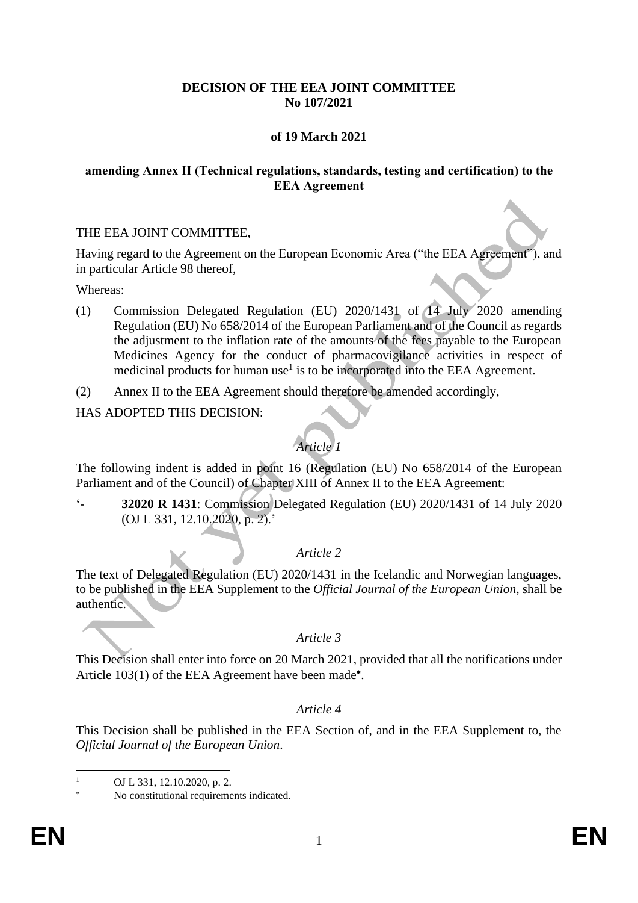**DECISION OF THE EEA JOINT COMMITTEE**
**No 107/2021**

**of 19 March 2021**

**amending Annex II (Technical regulations, standards, testing and certification) to the EEA Agreement**

THE EEA JOINT COMMITTEE,

Having regard to the Agreement on the European Economic Area ("the EEA Agreement"), and in particular Article 98 thereof,

Whereas:

(1) Commission Delegated Regulation (EU) 2020/1431 of 14 July 2020 amending Regulation (EU) No 658/2014 of the European Parliament and of the Council as regards the adjustment to the inflation rate of the amounts of the fees payable to the European Medicines Agency for the conduct of pharmacovigilance activities in respect of medicinal products for human use[1] is to be incorporated into the EEA Agreement.

(2) Annex II to the EEA Agreement should therefore be amended accordingly,

HAS ADOPTED THIS DECISION:

*Article 1*

The following indent is added in point 16 (Regulation (EU) No 658/2014 of the European Parliament and of the Council) of Chapter XIII of Annex II to the EEA Agreement:

'- **32020 R 1431**: Commission Delegated Regulation (EU) 2020/1431 of 14 July 2020 (OJ L 331, 12.10.2020, p. 2).'

*Article 2*

The text of Delegated Regulation (EU) 2020/1431 in the Icelandic and Norwegian languages, to be published in the EEA Supplement to the *Official Journal of the European Union*, shall be authentic.

*Article 3*

This Decision shall enter into force on 20 March 2021, provided that all the notifications under Article 103(1) of the EEA Agreement have been made[*].

*Article 4*

This Decision shall be published in the EEA Section of, and in the EEA Supplement to, the *Official Journal of the European Union*.

---

[1] OJ L 331, 12.10.2020, p. 2.

[*] No constitutional requirements indicated.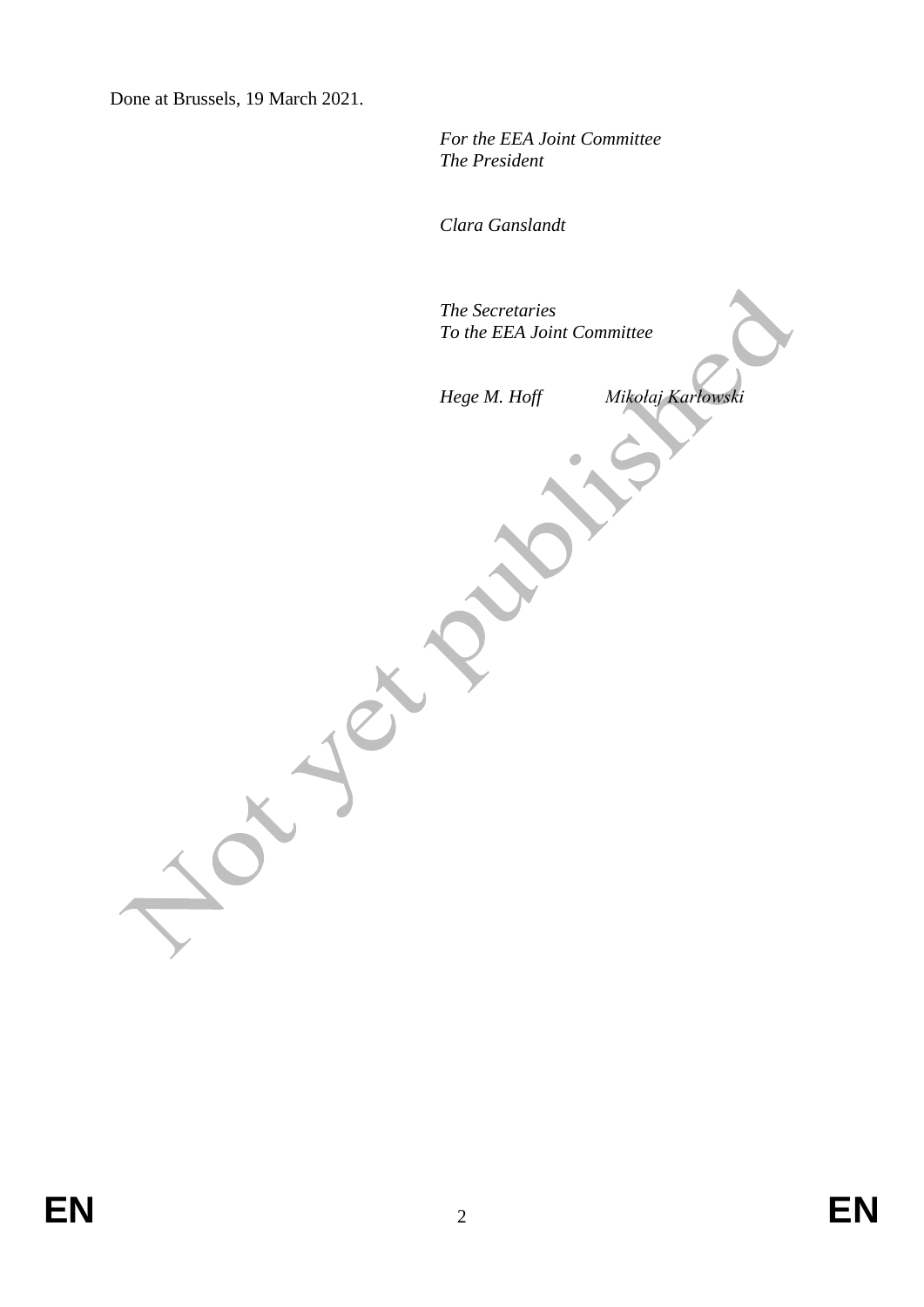Done at Brussels, 19 March 2021.

*For the EEA Joint Committee*
*The President*

*Clara Ganslandt*

*The Secretaries*
*To the EEA Joint Committee*

*Hege M. Hoff* *Mikołaj Karłowski*

Not yet published